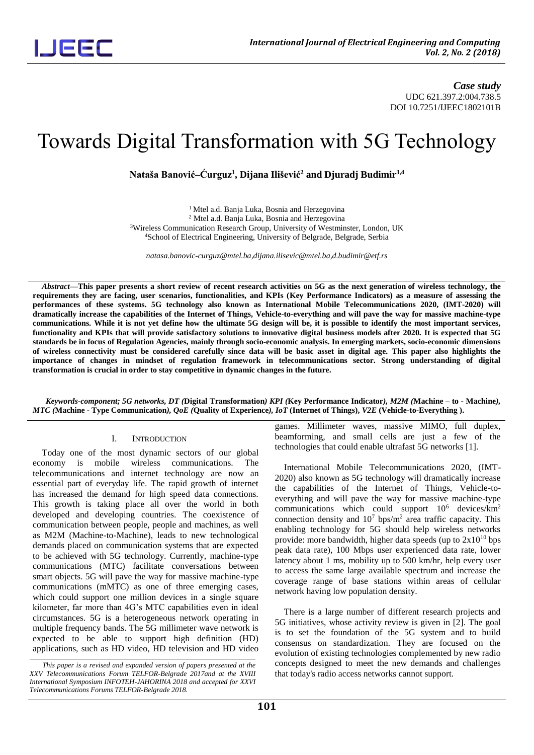*Case study*
UDC 621.397.2:004.738.5
DOI 10.7251/IJEEC1802101B

# Towards Digital Transformation with 5G Technology

**Nataša Banović–Ćurguz[1], Dijana Ilišević[2] and Djuradj Budimir[3,4]**

[1] Mtel a.d. Banja Luka, Bosnia and Herzegovina
[2] Mtel a.d. Banja Luka, Bosnia and Herzegovina
[3]Wireless Communication Research Group, University of Westminster, London, UK
[4]School of Electrical Engineering, University of Belgrade, Belgrade, Serbia

*natasa.banovic-curguz@mtel.ba,dijana.ilisevic@mtel.ba,d.budimir@etf.rs*

***Abstract*—This paper presents a short review of recent research activities on 5G as the next generation of wireless technology, the requirements they are facing, user scenarios, functionalities, and KPIs (Key Performance Indicators) as a measure of assessing the performances of these systems. 5G technology also known as International Mobile Telecommunications 2020, (IMT-2020) will dramatically increase the capabilities of the Internet of Things, Vehicle-to-everything and will pave the way for massive machine-type communications. While it is not yet define how the ultimate 5G design will be, it is possible to identify the most important services, functionality and KPIs that will provide satisfactory solutions to innovative digital business models after 2020. It is expected that 5G standards be in focus of Regulation Agencies, mainly through socio-economic analysis. In emerging markets, socio-economic dimensions of wireless connectivity must be considered carefully since data will be basic asset in digital age. This paper also highlights the importance of changes in mindset of regulation framework in telecommunications sector. Strong understanding of digital transformation is crucial in order to stay competitive in dynamic changes in the future.**

***Keywords-component; 5G networks, DT (*Digital Transformation*) KPI (*Key Performance Indicator*), M2M (*Machine – to - Machine*), MTC (*Machine - Type Communication*), QoE (*Quality of Experience*), IoT (*Internet of Things*), V2E (*Vehicle-to-Everything *).***

## I. INTRODUCTION

Today one of the most dynamic sectors of our global economy is mobile wireless communications. The telecommunications and internet technology are now an essential part of everyday life. The rapid growth of internet has increased the demand for high speed data connections. This growth is taking place all over the world in both developed and developing countries. The coexistence of communication between people, people and machines, as well as M2M (Machine-to-Machine), leads to new technological demands placed on communication systems that are expected to be achieved with 5G technology. Currently, machine-type communications (MTC) facilitate conversations between smart objects. 5G will pave the way for massive machine-type communications (mMTC) as one of three emerging cases, which could support one million devices in a single square kilometer, far more than 4G's MTC capabilities even in ideal circumstances. 5G is a heterogeneous network operating in multiple frequency bands. The 5G millimeter wave network is expected to be able to support high definition (HD) applications, such as HD video, HD television and HD video games. Millimeter waves, massive MIMO, full duplex, beamforming, and small cells are just a few of the technologies that could enable ultrafast 5G networks [1].

International Mobile Telecommunications 2020, (IMT-2020) also known as 5G technology will dramatically increase the capabilities of the Internet of Things, Vehicle-to-everything and will pave the way for massive machine-type communications which could support $10^6$ devices/km$^2$ connection density and $10^7$ bps/m$^2$ area traffic capacity. This enabling technology for 5G should help wireless networks provide: more bandwidth, higher data speeds (up to $2x10^{10}$ bps peak data rate), 100 Mbps user experienced data rate, lower latency about 1 ms, mobility up to 500 km/hr, help every user to access the same large available spectrum and increase the coverage range of base stations within areas of cellular network having low population density.

There is a large number of different research projects and 5G initiatives, whose activity review is given in [2]. The goal is to set the foundation of the 5G system and to build consensus on standardization. They are focused on the evolution of existing technologies complemented by new radio concepts designed to meet the new demands and challenges that today's radio access networks cannot support.

*This paper is a revised and expanded version of papers presented at the XXV Telecommunications Forum TELFOR-Belgrade 2017and at the XVIII International Symposium INFOTEH-JAHORINA 2018 and accepted for XXVI Telecommunications Forums TELFOR-Belgrade 2018.*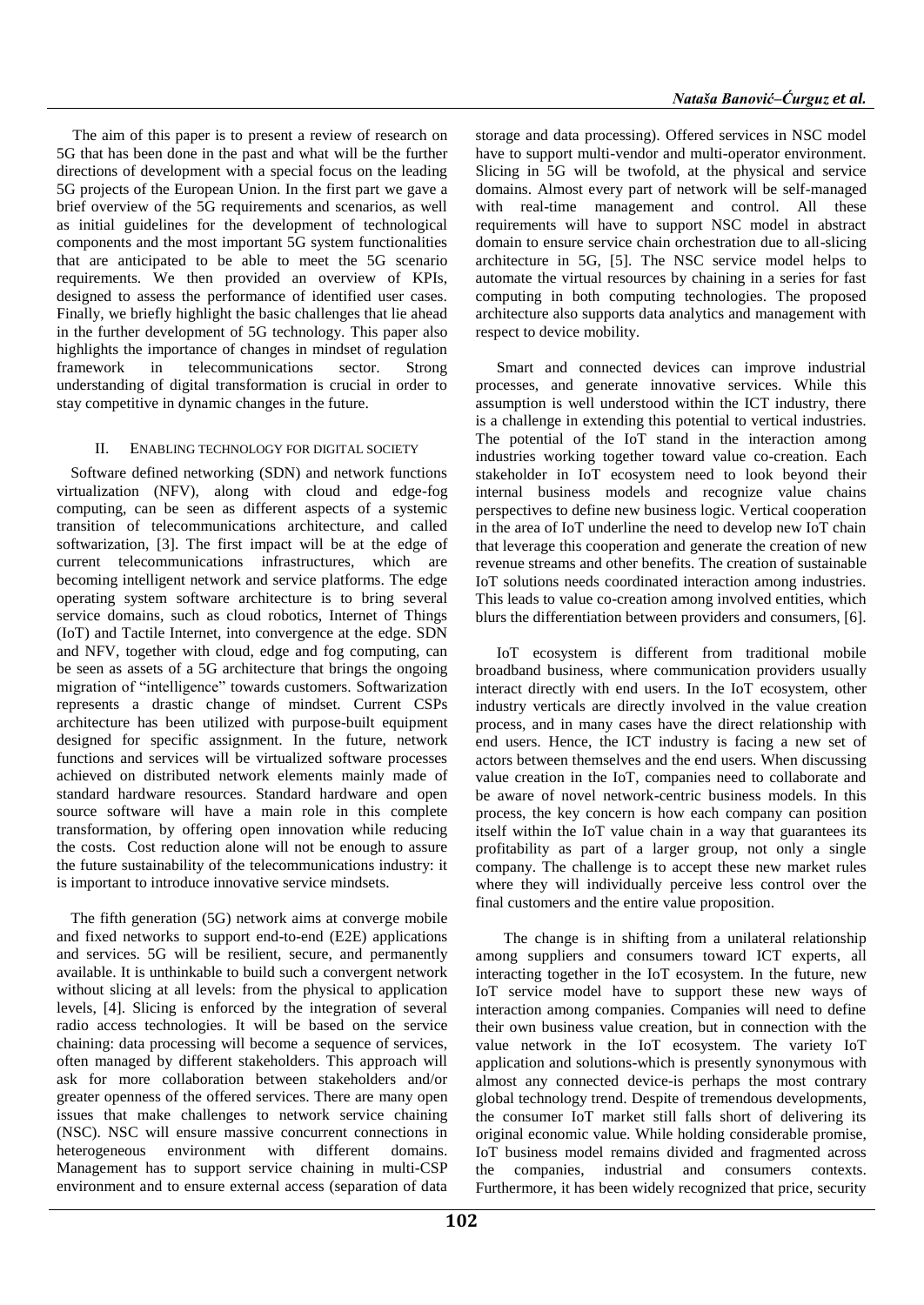The aim of this paper is to present a review of research on 5G that has been done in the past and what will be the further directions of development with a special focus on the leading 5G projects of the European Union. In the first part we gave a brief overview of the 5G requirements and scenarios, as well as initial guidelines for the development of technological components and the most important 5G system functionalities that are anticipated to be able to meet the 5G scenario requirements. We then provided an overview of KPIs, designed to assess the performance of identified user cases. Finally, we briefly highlight the basic challenges that lie ahead in the further development of 5G technology. This paper also highlights the importance of changes in mindset of regulation framework in telecommunications sector. Strong understanding of digital transformation is crucial in order to stay competitive in dynamic changes in the future.

## II. ENABLING TECHNOLOGY FOR DIGITAL SOCIETY

Software defined networking (SDN) and network functions virtualization (NFV), along with cloud and edge-fog computing, can be seen as different aspects of a systemic transition of telecommunications architecture, and called softwarization, [3]. The first impact will be at the edge of current telecommunications infrastructures, which are becoming intelligent network and service platforms. The edge operating system software architecture is to bring several service domains, such as cloud robotics, Internet of Things (IoT) and Tactile Internet, into convergence at the edge. SDN and NFV, together with cloud, edge and fog computing, can be seen as assets of a 5G architecture that brings the ongoing migration of "intelligence" towards customers. Softwarization represents a drastic change of mindset. Current CSPs architecture has been utilized with purpose-built equipment designed for specific assignment. In the future, network functions and services will be virtualized software processes achieved on distributed network elements mainly made of standard hardware resources. Standard hardware and open source software will have a main role in this complete transformation, by offering open innovation while reducing the costs. Cost reduction alone will not be enough to assure the future sustainability of the telecommunications industry: it is important to introduce innovative service mindsets.

The fifth generation (5G) network aims at converge mobile and fixed networks to support end-to-end (E2E) applications and services. 5G will be resilient, secure, and permanently available. It is unthinkable to build such a convergent network without slicing at all levels: from the physical to application levels, [4]. Slicing is enforced by the integration of several radio access technologies. It will be based on the service chaining: data processing will become a sequence of services, often managed by different stakeholders. This approach will ask for more collaboration between stakeholders and/or greater openness of the offered services. There are many open issues that make challenges to network service chaining (NSC). NSC will ensure massive concurrent connections in heterogeneous environment with different domains. Management has to support service chaining in multi-CSP environment and to ensure external access (separation of data storage and data processing). Offered services in NSC model have to support multi-vendor and multi-operator environment. Slicing in 5G will be twofold, at the physical and service domains. Almost every part of network will be self-managed with real-time management and control. All these requirements will have to support NSC model in abstract domain to ensure service chain orchestration due to all-slicing architecture in 5G, [5]. The NSC service model helps to automate the virtual resources by chaining in a series for fast computing in both computing technologies. The proposed architecture also supports data analytics and management with respect to device mobility.

Smart and connected devices can improve industrial processes, and generate innovative services. While this assumption is well understood within the ICT industry, there is a challenge in extending this potential to vertical industries. The potential of the IoT stand in the interaction among industries working together toward value co-creation. Each stakeholder in IoT ecosystem need to look beyond their internal business models and recognize value chains perspectives to define new business logic. Vertical cooperation in the area of IoT underline the need to develop new IoT chain that leverage this cooperation and generate the creation of new revenue streams and other benefits. The creation of sustainable IoT solutions needs coordinated interaction among industries. This leads to value co-creation among involved entities, which blurs the differentiation between providers and consumers, [6].

IoT ecosystem is different from traditional mobile broadband business, where communication providers usually interact directly with end users. In the IoT ecosystem, other industry verticals are directly involved in the value creation process, and in many cases have the direct relationship with end users. Hence, the ICT industry is facing a new set of actors between themselves and the end users. When discussing value creation in the IoT, companies need to collaborate and be aware of novel network-centric business models. In this process, the key concern is how each company can position itself within the IoT value chain in a way that guarantees its profitability as part of a larger group, not only a single company. The challenge is to accept these new market rules where they will individually perceive less control over the final customers and the entire value proposition.

The change is in shifting from a unilateral relationship among suppliers and consumers toward ICT experts, all interacting together in the IoT ecosystem. In the future, new IoT service model have to support these new ways of interaction among companies. Companies will need to define their own business value creation, but in connection with the value network in the IoT ecosystem. The variety IoT application and solutions-which is presently synonymous with almost any connected device-is perhaps the most contrary global technology trend. Despite of tremendous developments, the consumer IoT market still falls short of delivering its original economic value. While holding considerable promise, IoT business model remains divided and fragmented across the companies, industrial and consumers contexts. Furthermore, it has been widely recognized that price, security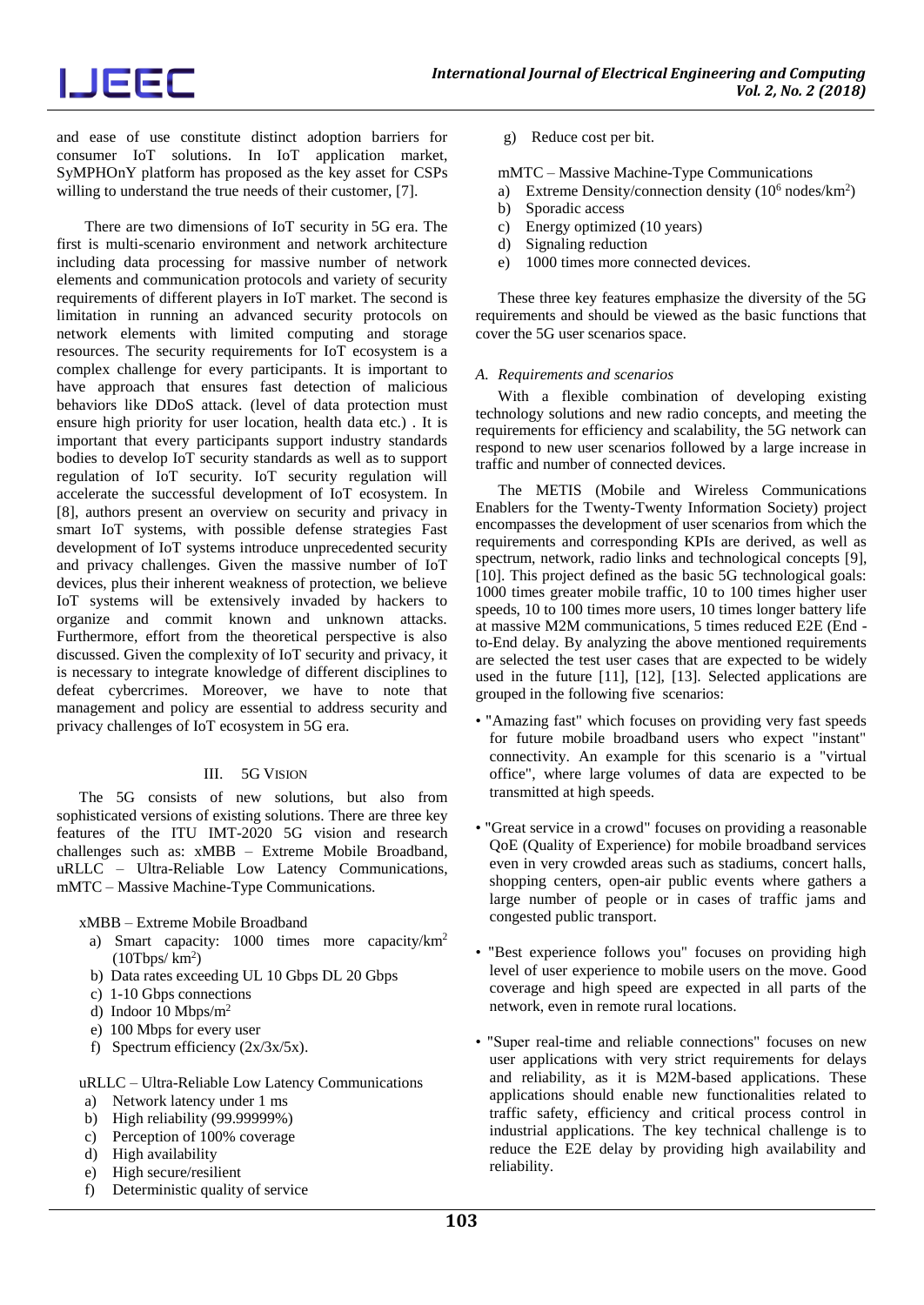and ease of use constitute distinct adoption barriers for consumer IoT solutions. In IoT application market, SyMPHOnY platform has proposed as the key asset for CSPs willing to understand the true needs of their customer, [7].

There are two dimensions of IoT security in 5G era. The first is multi-scenario environment and network architecture including data processing for massive number of network elements and communication protocols and variety of security requirements of different players in IoT market. The second is limitation in running an advanced security protocols on network elements with limited computing and storage resources. The security requirements for IoT ecosystem is a complex challenge for every participants. It is important to have approach that ensures fast detection of malicious behaviors like DDoS attack. (level of data protection must ensure high priority for user location, health data etc.) . It is important that every participants support industry standards bodies to develop IoT security standards as well as to support regulation of IoT security. IoT security regulation will accelerate the successful development of IoT ecosystem. In [8], authors present an overview on security and privacy in smart IoT systems, with possible defense strategies Fast development of IoT systems introduce unprecedented security and privacy challenges. Given the massive number of IoT devices, plus their inherent weakness of protection, we believe IoT systems will be extensively invaded by hackers to organize and commit known and unknown attacks. Furthermore, effort from the theoretical perspective is also discussed. Given the complexity of IoT security and privacy, it is necessary to integrate knowledge of different disciplines to defeat cybercrimes. Moreover, we have to note that management and policy are essential to address security and privacy challenges of IoT ecosystem in 5G era.

## III. 5G Vision

The 5G consists of new solutions, but also from sophisticated versions of existing solutions. There are three key features of the ITU IMT-2020 5G vision and research challenges such as: xMBB – Extreme Mobile Broadband, uRLLC – Ultra-Reliable Low Latency Communications, mMTC – Massive Machine-Type Communications.

xMBB – Extreme Mobile Broadband

a) Smart capacity: 1000 times more capacity/km$^2$ (10Tbps/ km$^2$)
b) Data rates exceeding UL 10 Gbps DL 20 Gbps
c) 1-10 Gbps connections
d) Indoor 10 Mbps/m$^2$
e) 100 Mbps for every user
f) Spectrum efficiency (2x/3x/5x).

uRLLC – Ultra-Reliable Low Latency Communications

a) Network latency under 1 ms
b) High reliability (99.99999%)
c) Perception of 100% coverage
d) High availability
e) High secure/resilient
f) Deterministic quality of service
g) Reduce cost per bit.

mMTC – Massive Machine-Type Communications

a) Extreme Density/connection density ($10^6$ nodes/km$^2$)
b) Sporadic access
c) Energy optimized (10 years)
d) Signaling reduction
e) 1000 times more connected devices.

These three key features emphasize the diversity of the 5G requirements and should be viewed as the basic functions that cover the 5G user scenarios space.

### *A. Requirements and scenarios*

With a flexible combination of developing existing technology solutions and new radio concepts, and meeting the requirements for efficiency and scalability, the 5G network can respond to new user scenarios followed by a large increase in traffic and number of connected devices.

The METIS (Mobile and Wireless Communications Enablers for the Twenty-Twenty Information Society) project encompasses the development of user scenarios from which the requirements and corresponding KPIs are derived, as well as spectrum, network, radio links and technological concepts [9], [10]. This project defined as the basic 5G technological goals: 1000 times greater mobile traffic, 10 to 100 times higher user speeds, 10 to 100 times more users, 10 times longer battery life at massive M2M communications, 5 times reduced E2E (End - to-End delay. By analyzing the above mentioned requirements are selected the test user cases that are expected to be widely used in the future [11], [12], [13]. Selected applications are grouped in the following five scenarios:

- "Amazing fast" which focuses on providing very fast speeds for future mobile broadband users who expect "instant" connectivity. An example for this scenario is a "virtual office", where large volumes of data are expected to be transmitted at high speeds.
- "Great service in a crowd" focuses on providing a reasonable QoE (Quality of Experience) for mobile broadband services even in very crowded areas such as stadiums, concert halls, shopping centers, open-air public events where gathers a large number of people or in cases of traffic jams and congested public transport.
- "Best experience follows you" focuses on providing high level of user experience to mobile users on the move. Good coverage and high speed are expected in all parts of the network, even in remote rural locations.
- "Super real-time and reliable connections" focuses on new user applications with very strict requirements for delays and reliability, as it is M2M-based applications. These applications should enable new functionalities related to traffic safety, efficiency and critical process control in industrial applications. The key technical challenge is to reduce the E2E delay by providing high availability and reliability.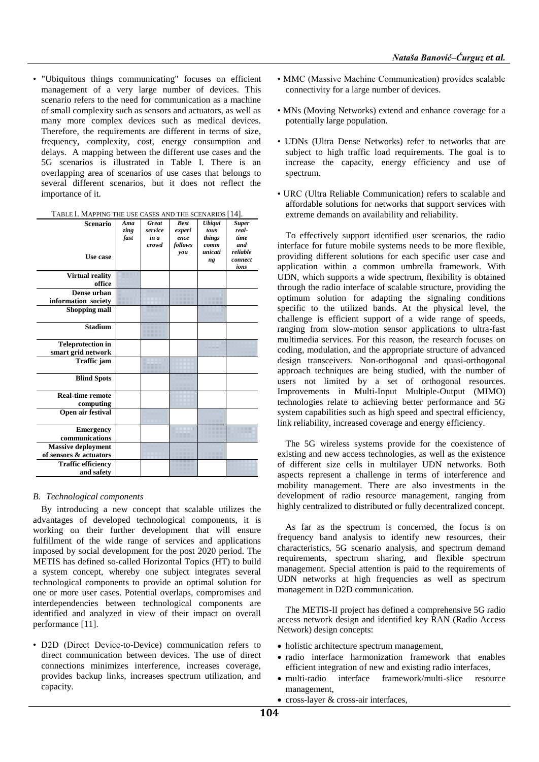- "Ubiquitous things communicating" focuses on efficient management of a very large number of devices. This scenario refers to the need for communication as a machine of small complexity such as sensors and actuators, as well as many more complex devices such as medical devices. Therefore, the requirements are different in terms of size, frequency, complexity, cost, energy consumption and delays. A mapping between the different use cases and the 5G scenarios is illustrated in Table I. There is an overlapping area of scenarios of use cases that belongs to several different scenarios, but it does not reflect the importance of it.

TABLE I. MAPPING THE USE CASES AND THE SCENARIOS [14].

| Scenario / Use case | *Amazing fast* | *Great service in a crowd* | *Best experience follows you* | *Ubiquitous things communicating* | *Super real-time and reliable connections* |
|---|---|---|---|---|---|
| **Virtual reality office** | X | | | | |
| **Dense urban information society** | X | X | X | X | |
| **Shopping mall** | | X | | X | |
| **Stadium** | | X | | | |
| **Teleprotection in smart grid network** | | | | X | X |
| **Traffic jam** | | X | X | | |
| **Blind Spots** | | | X | | |
| **Real-time remote computing** | | | X | | |
| **Open air festival** | | X | | X | |
| **Emergency communications** | | | X | X | X |
| **Massive deployment of sensors & actuators** | | X | X | X | |
| **Traffic efficiency and safety** | | | X | X | X |

### *B. Technological components*

By introducing a new concept that scalable utilizes the advantages of developed technological components, it is working on their further development that will ensure fulfillment of the wide range of services and applications imposed by social development for the post 2020 period. The METIS has defined so-called Horizontal Topics (HT) to build a system concept, whereby one subject integrates several technological components to provide an optimal solution for one or more user cases. Potential overlaps, compromises and interdependencies between technological components are identified and analyzed in view of their impact on overall performance [11].

- D2D (Direct Device-to-Device) communication refers to direct communication between devices. The use of direct connections minimizes interference, increases coverage, provides backup links, increases spectrum utilization, and capacity.
- MMC (Massive Machine Communication) provides scalable connectivity for a large number of devices.
- MNs (Moving Networks) extend and enhance coverage for a potentially large population.
- UDNs (Ultra Dense Networks) refer to networks that are subject to high traffic load requirements. The goal is to increase the capacity, energy efficiency and use of spectrum.
- URC (Ultra Reliable Communication) refers to scalable and affordable solutions for networks that support services with extreme demands on availability and reliability.

To effectively support identified user scenarios, the radio interface for future mobile systems needs to be more flexible, providing different solutions for each specific user case and application within a common umbrella framework. With UDN, which supports a wide spectrum, flexibility is obtained through the radio interface of scalable structure, providing the optimum solution for adapting the signaling conditions specific to the utilized bands. At the physical level, the challenge is efficient support of a wide range of speeds, ranging from slow-motion sensor applications to ultra-fast multimedia services. For this reason, the research focuses on coding, modulation, and the appropriate structure of advanced design transceivers. Non-orthogonal and quasi-orthogonal approach techniques are being studied, with the number of users not limited by a set of orthogonal resources. Improvements in Multi-Input Multiple-Output (MIMO) technologies relate to achieving better performance and 5G system capabilities such as high speed and spectral efficiency, link reliability, increased coverage and energy efficiency.

The 5G wireless systems provide for the coexistence of existing and new access technologies, as well as the existence of different size cells in multilayer UDN networks. Both aspects represent a challenge in terms of interference and mobility management. There are also investments in the development of radio resource management, ranging from highly centralized to distributed or fully decentralized concept.

As far as the spectrum is concerned, the focus is on frequency band analysis to identify new resources, their characteristics, 5G scenario analysis, and spectrum demand requirements, spectrum sharing, and flexible spectrum management. Special attention is paid to the requirements of UDN networks at high frequencies as well as spectrum management in D2D communication.

The METIS-II project has defined a comprehensive 5G radio access network design and identified key RAN (Radio Access Network) design concepts:

- holistic architecture spectrum management,
- radio interface harmonization framework that enables efficient integration of new and existing radio interfaces,
- multi-radio interface framework/multi-slice resource management,
- cross-layer & cross-air interfaces,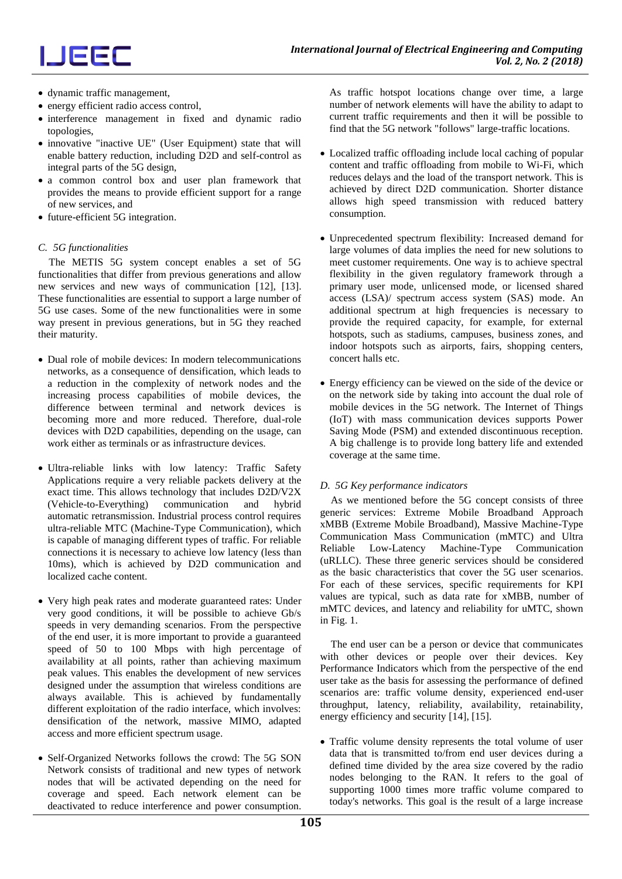- dynamic traffic management,
- energy efficient radio access control,
- interference management in fixed and dynamic radio topologies,
- innovative "inactive UE" (User Equipment) state that will enable battery reduction, including D2D and self-control as integral parts of the 5G design,
- a common control box and user plan framework that provides the means to provide efficient support for a range of new services, and
- future-efficient 5G integration.

### *C. 5G functionalities*

The METIS 5G system concept enables a set of 5G functionalities that differ from previous generations and allow new services and new ways of communication [12], [13]. These functionalities are essential to support a large number of 5G use cases. Some of the new functionalities were in some way present in previous generations, but in 5G they reached their maturity.

- Dual role of mobile devices: In modern telecommunications networks, as a consequence of densification, which leads to a reduction in the complexity of network nodes and the increasing process capabilities of mobile devices, the difference between terminal and network devices is becoming more and more reduced. Therefore, dual-role devices with D2D capabilities, depending on the usage, can work either as terminals or as infrastructure devices.

- Ultra-reliable links with low latency: Traffic Safety Applications require a very reliable packets delivery at the exact time. This allows technology that includes D2D/V2X (Vehicle-to-Everything) communication and hybrid automatic retransmission. Industrial process control requires ultra-reliable MTC (Machine-Type Communication), which is capable of managing different types of traffic. For reliable connections it is necessary to achieve low latency (less than 10ms), which is achieved by D2D communication and localized cache content.

- Very high peak rates and moderate guaranteed rates: Under very good conditions, it will be possible to achieve Gb/s speeds in very demanding scenarios. From the perspective of the end user, it is more important to provide a guaranteed speed of 50 to 100 Mbps with high percentage of availability at all points, rather than achieving maximum peak values. This enables the development of new services designed under the assumption that wireless conditions are always available. This is achieved by fundamentally different exploitation of the radio interface, which involves: densification of the network, massive MIMO, adapted access and more efficient spectrum usage.

- Self-Organized Networks follows the crowd: The 5G SON Network consists of traditional and new types of network nodes that will be activated depending on the need for coverage and speed. Each network element can be deactivated to reduce interference and power consumption. As traffic hotspot locations change over time, a large number of network elements will have the ability to adapt to current traffic requirements and then it will be possible to find that the 5G network "follows" large-traffic locations.

- Localized traffic offloading include local caching of popular content and traffic offloading from mobile to Wi-Fi, which reduces delays and the load of the transport network. This is achieved by direct D2D communication. Shorter distance allows high speed transmission with reduced battery consumption.

- Unprecedented spectrum flexibility: Increased demand for large volumes of data implies the need for new solutions to meet customer requirements. One way is to achieve spectral flexibility in the given regulatory framework through a primary user mode, unlicensed mode, or licensed shared access (LSA)/ spectrum access system (SAS) mode. An additional spectrum at high frequencies is necessary to provide the required capacity, for example, for external hotspots, such as stadiums, campuses, business zones, and indoor hotspots such as airports, fairs, shopping centers, concert halls etc.

- Energy efficiency can be viewed on the side of the device or on the network side by taking into account the dual role of mobile devices in the 5G network. The Internet of Things (IoT) with mass communication devices supports Power Saving Mode (PSM) and extended discontinuous reception. A big challenge is to provide long battery life and extended coverage at the same time.

### *D. 5G Key performance indicators*

As we mentioned before the 5G concept consists of three generic services: Extreme Mobile Broadband Approach xMBB (Extreme Mobile Broadband), Massive Machine-Type Communication Mass Communication (mMTC) and Ultra Reliable Low-Latency Machine-Type Communication (uRLLC). These three generic services should be considered as the basic characteristics that cover the 5G user scenarios. For each of these services, specific requirements for KPI values are typical, such as data rate for xMBB, number of mMTC devices, and latency and reliability for uMTC, shown in Fig. 1.

The end user can be a person or device that communicates with other devices or people over their devices. Key Performance Indicators which from the perspective of the end user take as the basis for assessing the performance of defined scenarios are: traffic volume density, experienced end-user throughput, latency, reliability, availability, retainability, energy efficiency and security [14], [15].

- Traffic volume density represents the total volume of user data that is transmitted to/from end user devices during a defined time divided by the area size covered by the radio nodes belonging to the RAN. It refers to the goal of supporting 1000 times more traffic volume compared to today's networks. This goal is the result of a large increase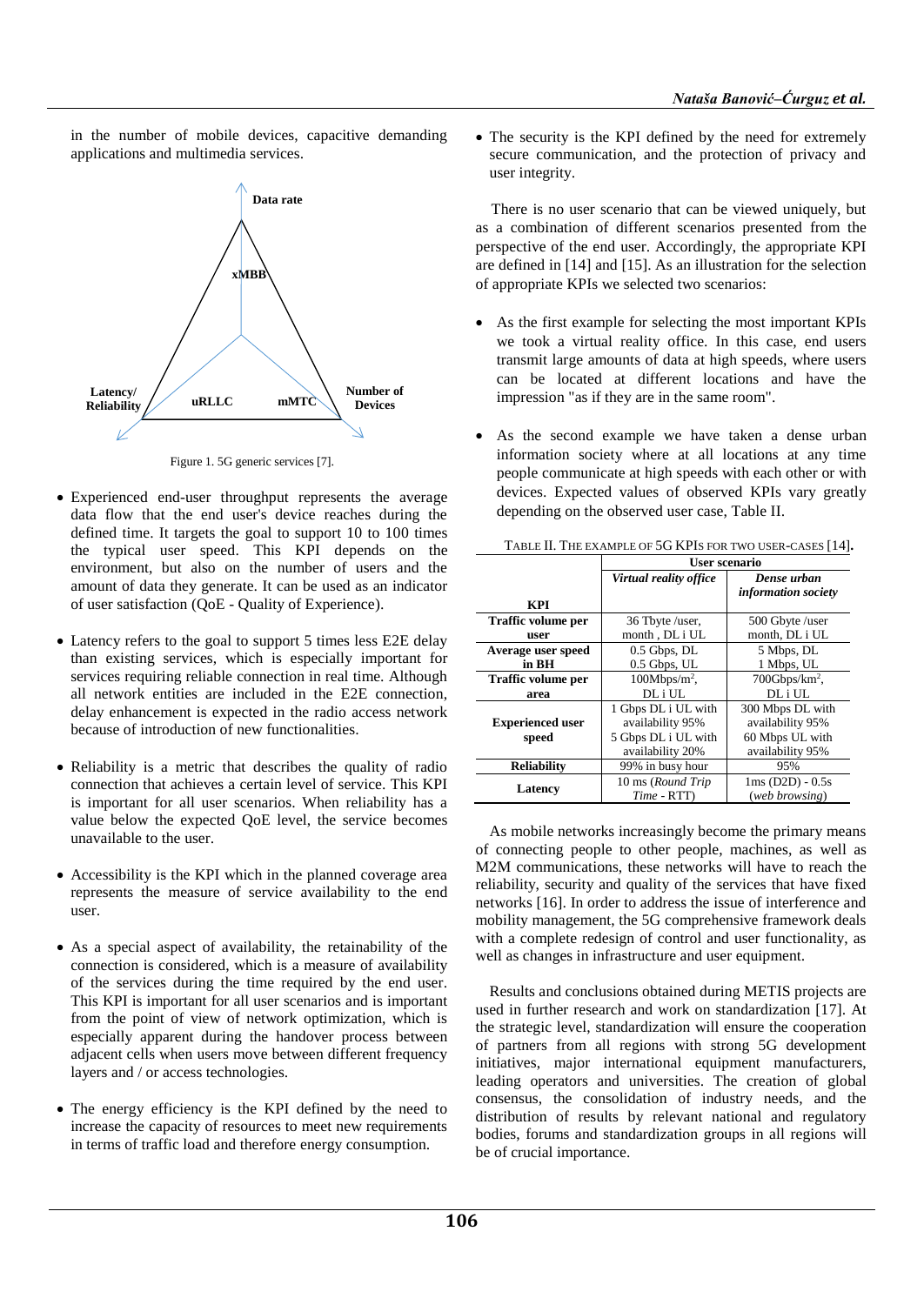in the number of mobile devices, capacitive demanding applications and multimedia services.

Figure 1. 5G generic services [7].

- Experienced end-user throughput represents the average data flow that the end user's device reaches during the defined time. It targets the goal to support 10 to 100 times the typical user speed. This KPI depends on the environment, but also on the number of users and the amount of data they generate. It can be used as an indicator of user satisfaction (QoE - Quality of Experience).

- Latency refers to the goal to support 5 times less E2E delay than existing services, which is especially important for services requiring reliable connection in real time. Although all network entities are included in the E2E connection, delay enhancement is expected in the radio access network because of introduction of new functionalities.

- Reliability is a metric that describes the quality of radio connection that achieves a certain level of service. This KPI is important for all user scenarios. When reliability has a value below the expected QoE level, the service becomes unavailable to the user.

- Accessibility is the KPI which in the planned coverage area represents the measure of service availability to the end user.

- As a special aspect of availability, the retainability of the connection is considered, which is a measure of availability of the services during the time required by the end user. This KPI is important for all user scenarios and is important from the point of view of network optimization, which is especially apparent during the handover process between adjacent cells when users move between different frequency layers and / or access technologies.

- The energy efficiency is the KPI defined by the need to increase the capacity of resources to meet new requirements in terms of traffic load and therefore energy consumption.

- The security is the KPI defined by the need for extremely secure communication, and the protection of privacy and user integrity.

There is no user scenario that can be viewed uniquely, but as a combination of different scenarios presented from the perspective of the end user. Accordingly, the appropriate KPI are defined in [14] and [15]. As an illustration for the selection of appropriate KPIs we selected two scenarios:

- As the first example for selecting the most important KPIs we took a virtual reality office. In this case, end users transmit large amounts of data at high speeds, where users can be located at different locations and have the impression "as if they are in the same room".

- As the second example we have taken a dense urban information society where at all locations at any time people communicate at high speeds with each other or with devices. Expected values of observed KPIs vary greatly depending on the observed user case, Table II.

TABLE II. THE EXAMPLE OF 5G KPIS FOR TWO USER-CASES [14].

| KPI | User scenario | |
|---|---|---|
| | *Virtual reality office* | *Dense urban information society* |
| **Traffic volume per user** | 36 Tbyte /user, month , DL i UL | 500 Gbyte /user month, DL i UL |
| **Average user speed in BH** | 0.5 Gbps, DL<br>0.5 Gbps, UL | 5 Mbps, DL<br>1 Mbps, UL |
| **Traffic volume per area** | 100Mbps/m$^2$, DL i UL | 700Gbps/km$^2$, DL i UL |
| **Experienced user speed** | 1 Gbps DL i UL with availability 95%<br>5 Gbps DL i UL with availability 20% | 300 Mbps DL with availability 95%<br>60 Mbps UL with availability 95% |
| **Reliability** | 99% in busy hour | 95% |
| **Latency** | 10 ms (*Round Trip Time* - RTT) | 1ms (D2D) - 0.5s (*web browsing*) |

As mobile networks increasingly become the primary means of connecting people to other people, machines, as well as M2M communications, these networks will have to reach the reliability, security and quality of the services that have fixed networks [16]. In order to address the issue of interference and mobility management, the 5G comprehensive framework deals with a complete redesign of control and user functionality, as well as changes in infrastructure and user equipment.

Results and conclusions obtained during METIS projects are used in further research and work on standardization [17]. At the strategic level, standardization will ensure the cooperation of partners from all regions with strong 5G development initiatives, major international equipment manufacturers, leading operators and universities. The creation of global consensus, the consolidation of industry needs, and the distribution of results by relevant national and regulatory bodies, forums and standardization groups in all regions will be of crucial importance.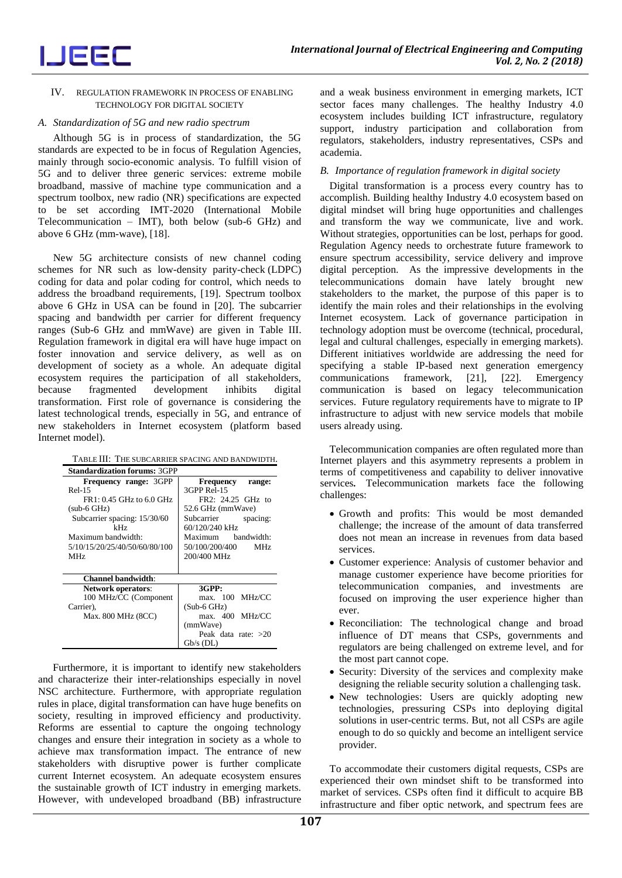## IV. REGULATION FRAMEWORK IN PROCESS OF ENABLING TECHNOLOGY FOR DIGITAL SOCIETY

### *A. Standardization of 5G and new radio spectrum*

Although 5G is in process of standardization, the 5G standards are expected to be in focus of Regulation Agencies, mainly through socio-economic analysis. To fulfill vision of 5G and to deliver three generic services: extreme mobile broadband, massive of machine type communication and a spectrum toolbox, new radio (NR) specifications are expected to be set according IMT-2020 (International Mobile Telecommunication – IMT), both below (sub-6 GHz) and above 6 GHz (mm-wave), [18].

New 5G architecture consists of new channel coding schemes for NR such as low-density parity-check (LDPC) coding for data and polar coding for control, which needs to address the broadband requirements, [19]. Spectrum toolbox above 6 GHz in USA can be found in [20]. The subcarrier spacing and bandwidth per carrier for different frequency ranges (Sub-6 GHz and mmWave) are given in Table III. Regulation framework in digital era will have huge impact on foster innovation and service delivery, as well as on development of society as a whole. An adequate digital ecosystem requires the participation of all stakeholders, because fragmented development inhibits digital transformation. First role of governance is considering the latest technological trends, especially in 5G, and entrance of new stakeholders in Internet ecosystem (platform based Internet model).

TABLE III: THE SUBCARRIER SPACING AND BANDWIDTH.

| **Standardization forums:** 3GPP | |
|---|---|
| **Frequency range:** 3GPP Rel-15<br>FR1: 0.45 GHz to 6.0 GHz (sub-6 GHz)<br>Subcarrier spacing: 15/30/60 kHz<br>Maximum bandwidth: 5/10/15/20/25/40/50/60/80/100 MHz | **Frequency range:** 3GPP Rel-15<br>FR2: 24.25 GHz to 52.6 GHz (mmWave)<br>Subcarrier spacing: 60/120/240 kHz<br>Maximum bandwidth: 50/100/200/400 MHz 200/400 MHz |
| **Channel bandwidth**: | |
| **Network operators**:<br>100 MHz/CC (Component Carrier),<br>Max. 800 MHz (8CC) | **3GPP:**<br>max. 100 MHz/CC (Sub-6 GHz)<br>max. 400 MHz/CC (mmWave)<br>Peak data rate: >20 Gb/s (DL) |

Furthermore, it is important to identify new stakeholders and characterize their inter-relationships especially in novel NSC architecture. Furthermore, with appropriate regulation rules in place, digital transformation can have huge benefits on society, resulting in improved efficiency and productivity. Reforms are essential to capture the ongoing technology changes and ensure their integration in society as a whole to achieve max transformation impact. The entrance of new stakeholders with disruptive power is further complicate current Internet ecosystem. An adequate ecosystem ensures the sustainable growth of ICT industry in emerging markets. However, with undeveloped broadband (BB) infrastructure and a weak business environment in emerging markets, ICT sector faces many challenges. The healthy Industry 4.0 ecosystem includes building ICT infrastructure, regulatory support, industry participation and collaboration from regulators, stakeholders, industry representatives, CSPs and academia.

### *B. Importance of regulation framework in digital society*

Digital transformation is a process every country has to accomplish. Building healthy Industry 4.0 ecosystem based on digital mindset will bring huge opportunities and challenges and transform the way we communicate, live and work. Without strategies, opportunities can be lost, perhaps for good. Regulation Agency needs to orchestrate future framework to ensure spectrum accessibility, service delivery and improve digital perception. As the impressive developments in the telecommunications domain have lately brought new stakeholders to the market, the purpose of this paper is to identify the main roles and their relationships in the evolving Internet ecosystem. Lack of governance participation in technology adoption must be overcome (technical, procedural, legal and cultural challenges, especially in emerging markets). Different initiatives worldwide are addressing the need for specifying a stable IP-based next generation emergency communications framework, [21], [22]. Emergency communication is based on legacy telecommunication services. Future regulatory requirements have to migrate to IP infrastructure to adjust with new service models that mobile users already using.

Telecommunication companies are often regulated more than Internet players and this asymmetry represents a problem in terms of competitiveness and capability to deliver innovative services**.** Telecommunication markets face the following challenges:

- Growth and profits: This would be most demanded challenge; the increase of the amount of data transferred does not mean an increase in revenues from data based services.
- Customer experience: Analysis of customer behavior and manage customer experience have become priorities for telecommunication companies, and investments are focused on improving the user experience higher than ever.
- Reconciliation: The technological change and broad influence of DT means that CSPs, governments and regulators are being challenged on extreme level, and for the most part cannot cope.
- Security: Diversity of the services and complexity make designing the reliable security solution a challenging task.
- New technologies: Users are quickly adopting new technologies, pressuring CSPs into deploying digital solutions in user-centric terms. But, not all CSPs are agile enough to do so quickly and become an intelligent service provider.

To accommodate their customers digital requests, CSPs are experienced their own mindset shift to be transformed into market of services. CSPs often find it difficult to acquire BB infrastructure and fiber optic network, and spectrum fees are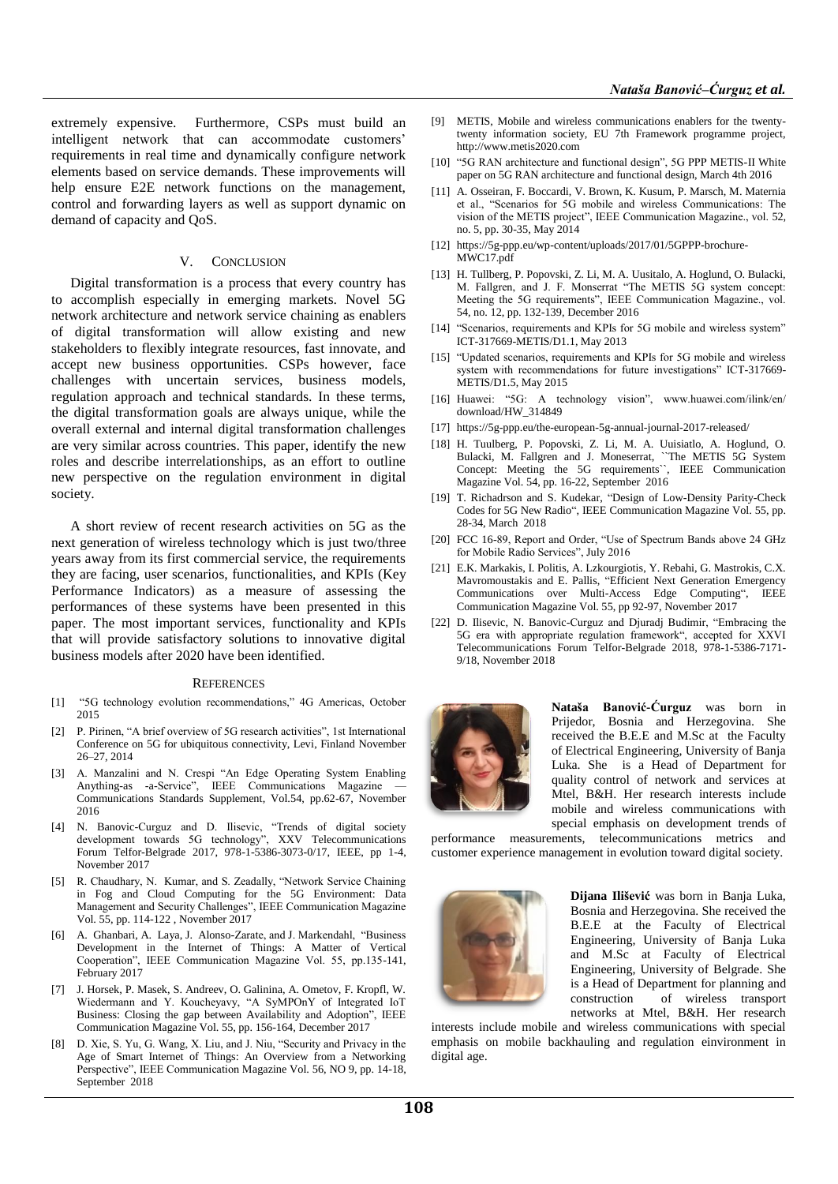extremely expensive. Furthermore, CSPs must build an intelligent network that can accommodate customers' requirements in real time and dynamically configure network elements based on service demands. These improvements will help ensure E2E network functions on the management, control and forwarding layers as well as support dynamic on demand of capacity and QoS.

## V. Conclusion

Digital transformation is a process that every country has to accomplish especially in emerging markets. Novel 5G network architecture and network service chaining as enablers of digital transformation will allow existing and new stakeholders to flexibly integrate resources, fast innovate, and accept new business opportunities. CSPs however, face challenges with uncertain services, business models, regulation approach and technical standards. In these terms, the digital transformation goals are always unique, while the overall external and internal digital transformation challenges are very similar across countries. This paper, identify the new roles and describe interrelationships, as an effort to outline new perspective on the regulation environment in digital society.

A short review of recent research activities on 5G as the next generation of wireless technology which is just two/three years away from its first commercial service, the requirements they are facing, user scenarios, functionalities, and KPIs (Key Performance Indicators) as a measure of assessing the performances of these systems have been presented in this paper. The most important services, functionality and KPIs that will provide satisfactory solutions to innovative digital business models after 2020 have been identified.

## References

[1] "5G technology evolution recommendations," 4G Americas, October 2015

[2] P. Pirinen, "A brief overview of 5G research activities", 1st International Conference on 5G for ubiquitous connectivity, Levi, Finland November 26–27, 2014

[3] A. Manzalini and N. Crespi "An Edge Operating System Enabling Anything-as -a-Service", IEEE Communications Magazine — Communications Standards Supplement, Vol.54, pp.62-67, November 2016

[4] N. Banovic-Curguz and D. Ilisevic, "Trends of digital society development towards 5G technology", XXV Telecommunications Forum Telfor-Belgrade 2017, 978-1-5386-3073-0/17, IEEE, pp 1-4, November 2017

[5] R. Chaudhary, N. Kumar, and S. Zeadally, "Network Service Chaining in Fog and Cloud Computing for the 5G Environment: Data Management and Security Challenges", IEEE Communication Magazine Vol. 55, pp. 114-122 , November 2017

[6] A. Ghanbari, A. Laya, J. Alonso-Zarate, and J. Markendahl, "Business Development in the Internet of Things: A Matter of Vertical Cooperation", IEEE Communication Magazine Vol. 55, pp.135-141, February 2017

[7] J. Horsek, P. Masek, S. Andreev, O. Galinina, A. Ometov, F. Kropfl, W. Wiedermann and Y. Koucheyavy, "A SyMPOnY of Integrated IoT Business: Closing the gap between Availability and Adoption", IEEE Communication Magazine Vol. 55, pp. 156-164, December 2017

[8] D. Xie, S. Yu, G. Wang, X. Liu, and J. Niu, "Security and Privacy in the Age of Smart Internet of Things: An Overview from a Networking Perspective", IEEE Communication Magazine Vol. 56, NO 9, pp. 14-18, September 2018

[9] METIS, Mobile and wireless communications enablers for the twenty-twenty information society, EU 7th Framework programme project, http://www.metis2020.com

[10] "5G RAN architecture and functional design", 5G PPP METIS-II White paper on 5G RAN architecture and functional design, March 4th 2016

[11] A. Osseiran, F. Boccardi, V. Brown, K. Kusum, P. Marsch, M. Maternia et al., "Scenarios for 5G mobile and wireless Communications: The vision of the METIS project", IEEE Communication Magazine., vol. 52, no. 5, pp. 30-35, May 2014

[12] https://5g-ppp.eu/wp-content/uploads/2017/01/5GPPP-brochure-MWC17.pdf

[13] H. Tullberg, P. Popovski, Z. Li, M. A. Uusitalo, A. Hoglund, O. Bulacki, M. Fallgren, and J. F. Monserrat "The METIS 5G system concept: Meeting the 5G requirements", IEEE Communication Magazine., vol. 54, no. 12, pp. 132-139, December 2016

[14] "Scenarios, requirements and KPIs for 5G mobile and wireless system" ICT-317669-METIS/D1.1, May 2013

[15] "Updated scenarios, requirements and KPIs for 5G mobile and wireless system with recommendations for future investigations" ICT-317669-METIS/D1.5, May 2015

[16] Huawei: "5G: A technology vision", www.huawei.com/ilink/en/download/HW_314849

[17] https://5g-ppp.eu/the-european-5g-annual-journal-2017-released/

[18] H. Tuulberg, P. Popovski, Z. Li, M. A. Uuisiatlo, A. Hoglund, O. Bulacki, M. Fallgren and J. Moneserrat, ``The METIS 5G System Concept: Meeting the 5G requirements``, IEEE Communication Magazine Vol. 54, pp. 16-22, September 2016

[19] T. Richadrson and S. Kudekar, "Design of Low-Density Parity-Check Codes for 5G New Radio", IEEE Communication Magazine Vol. 55, pp. 28-34, March 2018

[20] FCC 16-89, Report and Order, "Use of Spectrum Bands above 24 GHz for Mobile Radio Services", July 2016

[21] E.K. Markakis, I. Politis, A. Lzkourgiotis, Y. Rebahi, G. Mastrokis, C.X. Mavromoustakis and E. Pallis, "Efficient Next Generation Emergency Communications over Multi-Access Edge Computing", IEEE Communication Magazine Vol. 55, pp 92-97, November 2017

[22] D. Ilisevic, N. Banovic-Curguz and Djuradj Budimir, "Embracing the 5G era with appropriate regulation framework", accepted for XXVI Telecommunications Forum Telfor-Belgrade 2018, 978-1-5386-7171-9/18, November 2018

**Nataša Banović-Ćurguz** was born in Prijedor, Bosnia and Herzegovina. She received the B.E.E and M.Sc at the Faculty of Electrical Engineering, University of Banja Luka. She is a Head of Department for quality control of network and services at Mtel, B&H. Her research interests include mobile and wireless communications with special emphasis on development trends of performance measurements, telecommunications metrics and customer experience management in evolution toward digital society.

**Dijana Ilišević** was born in Banja Luka, Bosnia and Herzegovina. She received the B.E.E at the Faculty of Electrical Engineering, University of Banja Luka and M.Sc at Faculty of Electrical Engineering, University of Belgrade. She is a Head of Department for planning and construction of wireless transport networks at Mtel, B&H. Her research interests include mobile and wireless communications with special emphasis on mobile backhauling and regulation einvironment in digital age.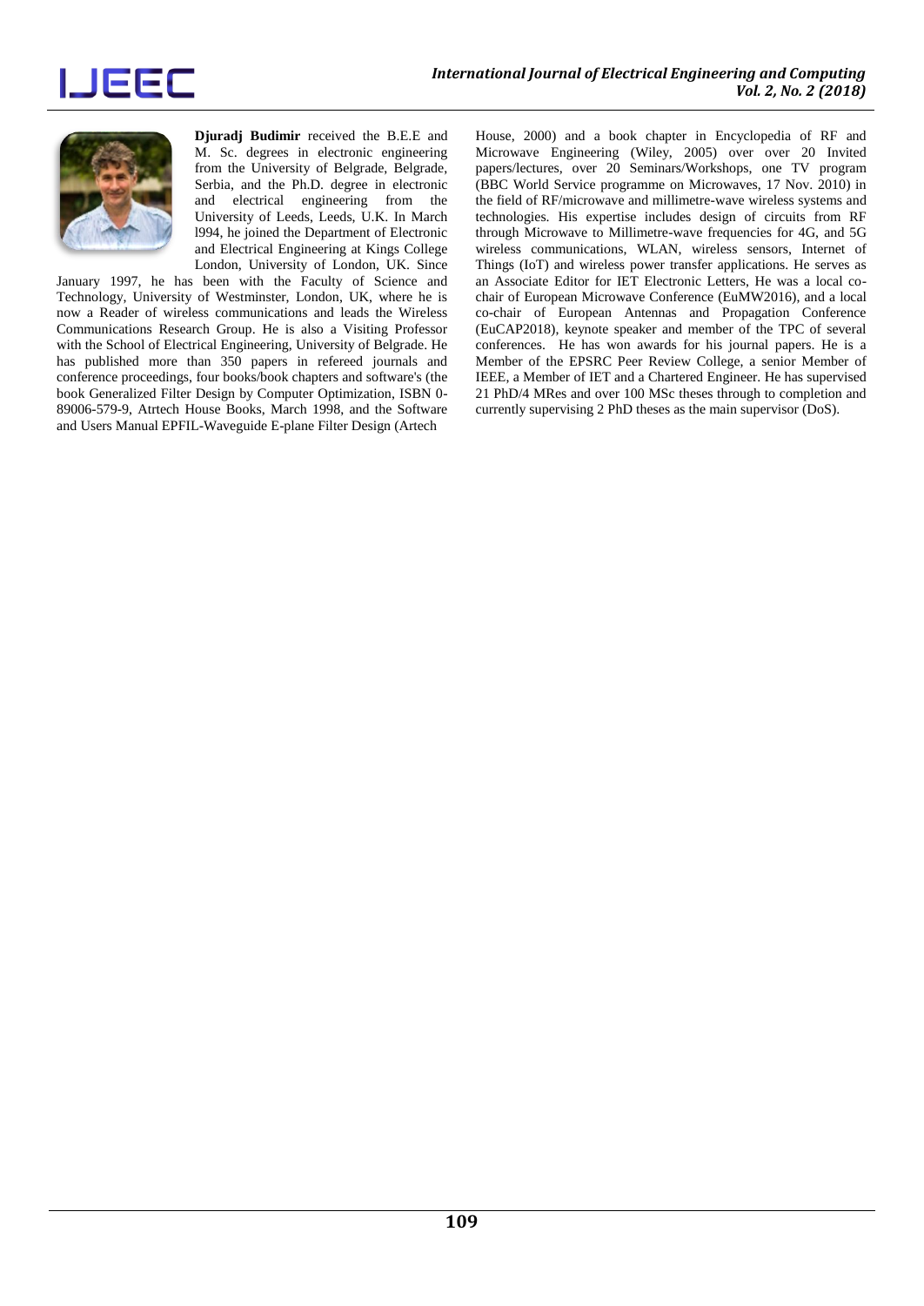**Djuradj Budimir** received the B.E.E and M. Sc. degrees in electronic engineering from the University of Belgrade, Belgrade, Serbia, and the Ph.D. degree in electronic and electrical engineering from the University of Leeds, Leeds, U.K. In March l994, he joined the Department of Electronic and Electrical Engineering at Kings College London, University of London, UK. Since January 1997, he has been with the Faculty of Science and Technology, University of Westminster, London, UK, where he is now a Reader of wireless communications and leads the Wireless Communications Research Group. He is also a Visiting Professor with the School of Electrical Engineering, University of Belgrade. He has published more than 350 papers in refereed journals and conference proceedings, four books/book chapters and software's (the book Generalized Filter Design by Computer Optimization, ISBN 0-89006-579-9, Atrtech House Books, March 1998, and the Software and Users Manual EPFIL-Waveguide E-plane Filter Design (Artech House, 2000) and a book chapter in Encyclopedia of RF and Microwave Engineering (Wiley, 2005) over over 20 Invited papers/lectures, over 20 Seminars/Workshops, one TV program (BBC World Service programme on Microwaves, 17 Nov. 2010) in the field of RF/microwave and millimetre-wave wireless systems and technologies. His expertise includes design of circuits from RF through Microwave to Millimetre-wave frequencies for 4G, and 5G wireless communications, WLAN, wireless sensors, Internet of Things (IoT) and wireless power transfer applications. He serves as an Associate Editor for IET Electronic Letters, He was a local co-chair of European Microwave Conference (EuMW2016), and a local co-chair of European Antennas and Propagation Conference (EuCAP2018), keynote speaker and member of the TPC of several conferences. He has won awards for his journal papers. He is a Member of the EPSRC Peer Review College, a senior Member of IEEE, a Member of IET and a Chartered Engineer. He has supervised 21 PhD/4 MRes and over 100 MSc theses through to completion and currently supervising 2 PhD theses as the main supervisor (DoS).